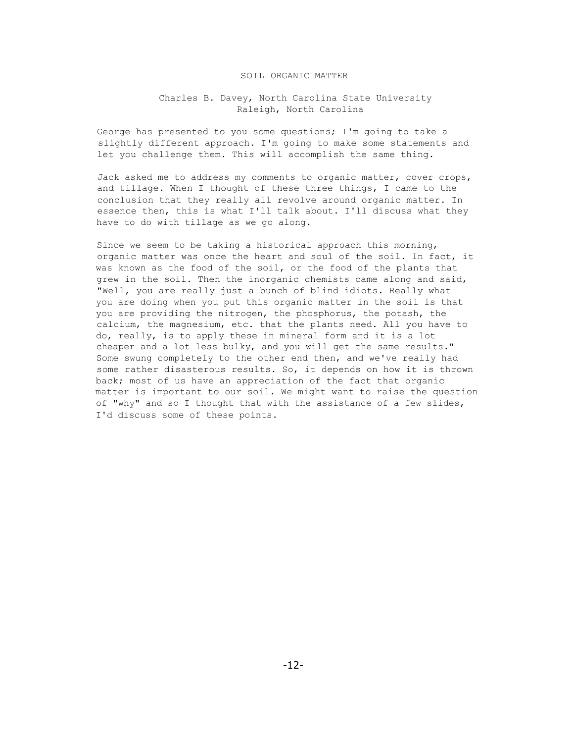# SOIL ORGANIC MATTER

Charles B. Davey, North Carolina State University
Raleigh, North Carolina

George has presented to you some questions; I'm going to take a slightly different approach. I'm going to make some statements and let you challenge them. This will accomplish the same thing.

Jack asked me to address my comments to organic matter, cover crops, and tillage. When I thought of these three things, I came to the conclusion that they really all revolve around organic matter. In essence then, this is what I'll talk about. I'll discuss what they have to do with tillage as we go along.

Since we seem to be taking a historical approach this morning, organic matter was once the heart and soul of the soil. In fact, it was known as the food of the soil, or the food of the plants that grew in the soil. Then the inorganic chemists came along and said, "Well, you are really just a bunch of blind idiots. Really what you are doing when you put this organic matter in the soil is that you are providing the nitrogen, the phosphorus, the potash, the calcium, the magnesium, etc. that the plants need. All you have to do, really, is to apply these in mineral form and it is a lot cheaper and a lot less bulky, and you will get the same results." Some swung completely to the other end then, and we've really had some rather disasterous results. So, it depends on how it is thrown back; most of us have an appreciation of the fact that organic matter is important to our soil. We might want to raise the question of "why" and so I thought that with the assistance of a few slides, I'd discuss some of these points.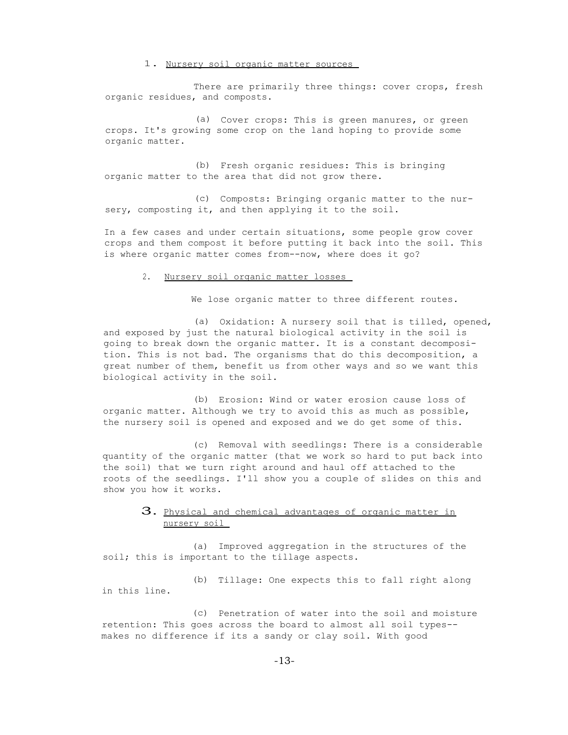1. Nursery soil organic matter sources

There are primarily three things: cover crops, fresh organic residues, and composts.

(a) Cover crops: This is green manures, or green crops. It's growing some crop on the land hoping to provide some organic matter.

(b) Fresh organic residues: This is bringing organic matter to the area that did not grow there.

(c) Composts: Bringing organic matter to the nursery, composting it, and then applying it to the soil.

In a few cases and under certain situations, some people grow cover crops and them compost it before putting it back into the soil. This is where organic matter comes from--now, where does it go?

2. Nursery soil organic matter losses

We lose organic matter to three different routes.

(a) Oxidation: A nursery soil that is tilled, opened, and exposed by just the natural biological activity in the soil is going to break down the organic matter. It is a constant decomposition. This is not bad. The organisms that do this decomposition, a great number of them, benefit us from other ways and so we want this biological activity in the soil.

(b) Erosion: Wind or water erosion cause loss of organic matter. Although we try to avoid this as much as possible, the nursery soil is opened and exposed and we do get some of this.

(c) Removal with seedlings: There is a considerable quantity of the organic matter (that we work so hard to put back into the soil) that we turn right around and haul off attached to the roots of the seedlings. I'll show you a couple of slides on this and show you how it works.

3. Physical and chemical advantages of organic matter in nursery soil

(a) Improved aggregation in the structures of the soil; this is important to the tillage aspects.

(b) Tillage: One expects this to fall right along in this line.

(c) Penetration of water into the soil and moisture retention: This goes across the board to almost all soil types--makes no difference if its a sandy or clay soil. With good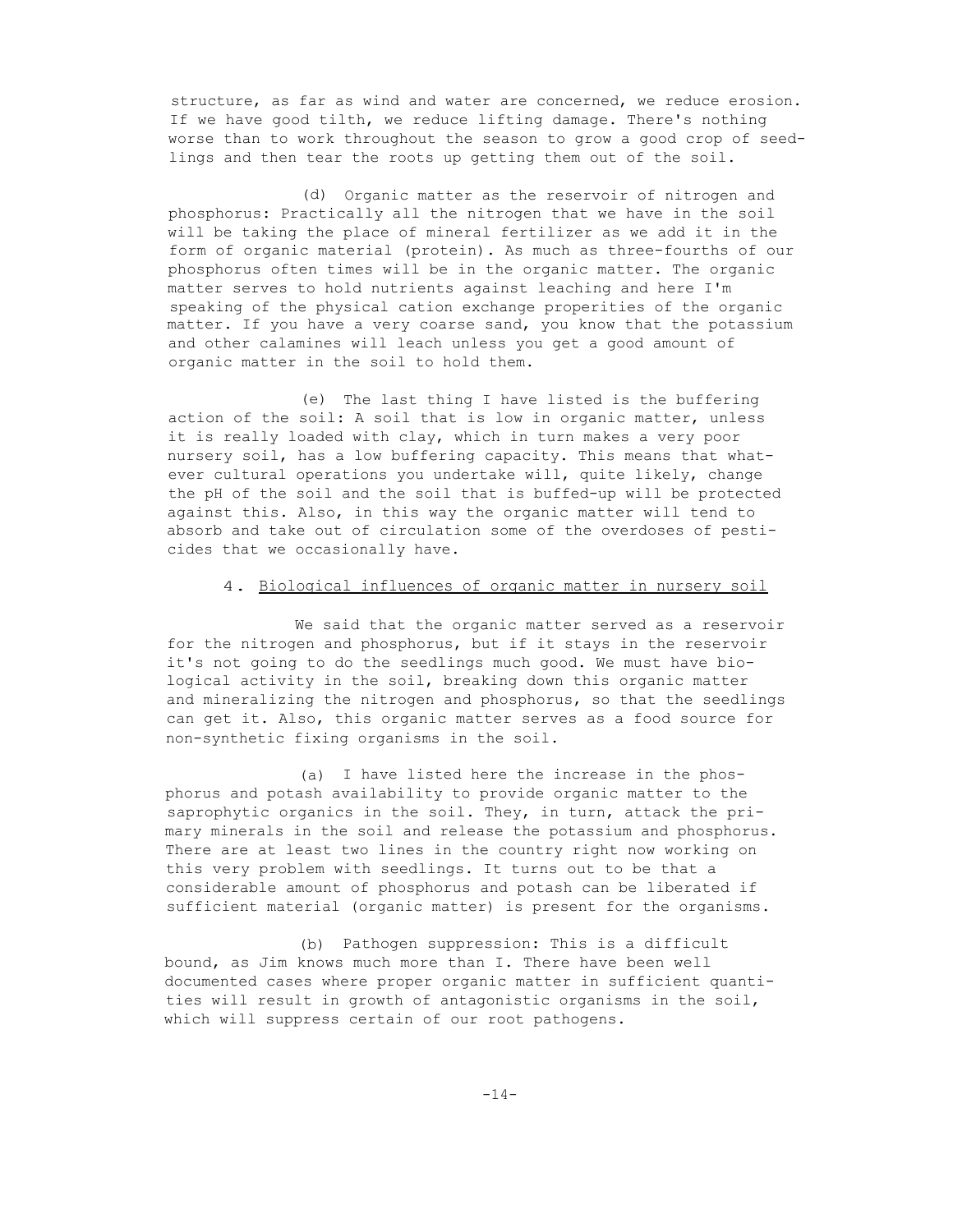structure, as far as wind and water are concerned, we reduce erosion. If we have good tilth, we reduce lifting damage. There's nothing worse than to work throughout the season to grow a good crop of seedlings and then tear the roots up getting them out of the soil.

(d) Organic matter as the reservoir of nitrogen and phosphorus: Practically all the nitrogen that we have in the soil will be taking the place of mineral fertilizer as we add it in the form of organic material (protein). As much as three-fourths of our phosphorus often times will be in the organic matter. The organic matter serves to hold nutrients against leaching and here I'm speaking of the physical cation exchange properities of the organic matter. If you have a very coarse sand, you know that the potassium and other calamines will leach unless you get a good amount of organic matter in the soil to hold them.

(e) The last thing I have listed is the buffering action of the soil: A soil that is low in organic matter, unless it is really loaded with clay, which in turn makes a very poor nursery soil, has a low buffering capacity. This means that whatever cultural operations you undertake will, quite likely, change the pH of the soil and the soil that is buffed-up will be protected against this. Also, in this way the organic matter will tend to absorb and take out of circulation some of the overdoses of pesticides that we occasionally have.

## 4. Biological influences of organic matter in nursery soil

We said that the organic matter served as a reservoir for the nitrogen and phosphorus, but if it stays in the reservoir it's not going to do the seedlings much good. We must have biological activity in the soil, breaking down this organic matter and mineralizing the nitrogen and phosphorus, so that the seedlings can get it. Also, this organic matter serves as a food source for non-synthetic fixing organisms in the soil.

(a) I have listed here the increase in the phosphorus and potash availability to provide organic matter to the saprophytic organics in the soil. They, in turn, attack the primary minerals in the soil and release the potassium and phosphorus. There are at least two lines in the country right now working on this very problem with seedlings. It turns out to be that a considerable amount of phosphorus and potash can be liberated if sufficient material (organic matter) is present for the organisms.

(b) Pathogen suppression: This is a difficult bound, as Jim knows much more than I. There have been well documented cases where proper organic matter in sufficient quantities will result in growth of antagonistic organisms in the soil, which will suppress certain of our root pathogens.